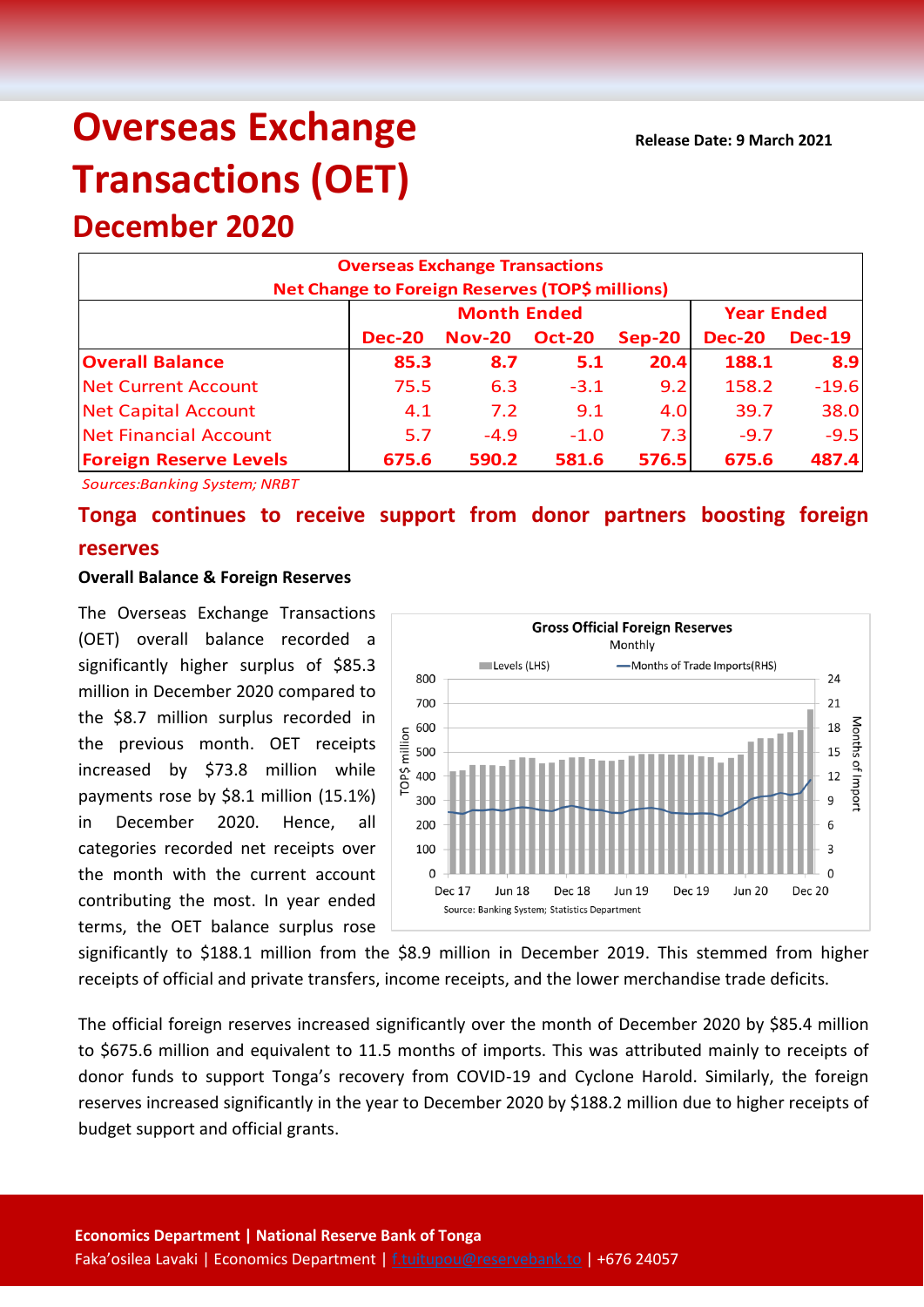# Overseas Exchange Transactions (OET)

Release Date: 9 March 2021

## December 2020

| Overseas Exchange Transactions Net Change to Foreign Reserves (TOP$ millions) | | | | | | |
|---|---|---|---|---|---|---|
| | Month Ended | | | | Year Ended | |
| | Dec-20 | Nov-20 | Oct-20 | Sep-20 | Dec-20 | Dec-19 |
| **Overall Balance** | **85.3** | **8.7** | **5.1** | **20.4** | **188.1** | **8.9** |
| Net Current Account | 75.5 | 6.3 | -3.1 | 9.2 | 158.2 | -19.6 |
| Net Capital Account | 4.1 | 7.2 | 9.1 | 4.0 | 39.7 | 38.0 |
| Net Financial Account | 5.7 | -4.9 | -1.0 | 7.3 | -9.7 | -9.5 |
| **Foreign Reserve Levels** | **675.6** | **590.2** | **581.6** | **576.5** | **675.6** | **487.4** |

*Sources:Banking System; NRBT*

## Tonga continues to receive support from donor partners boosting foreign reserves

### Overall Balance & Foreign Reserves

The Overseas Exchange Transactions (OET) overall balance recorded a significantly higher surplus of $85.3 million in December 2020 compared to the $8.7 million surplus recorded in the previous month. OET receipts increased by $73.8 million while payments rose by $8.1 million (15.1%) in December 2020. Hence, all categories recorded net receipts over the month with the current account contributing the most. In year ended terms, the OET balance surplus rose significantly to $188.1 million from the $8.9 million in December 2019. This stemmed from higher receipts of official and private transfers, income receipts, and the lower merchandise trade deficits.

Gross Official Foreign Reserves
Monthly
Levels (LHS)
Months of Trade Imports(RHS)
TOP$ million
Months of Import
800
700
600
500
400
300
200
100
0
24
21
18
15
12
9
6
3
0
Dec 17
Jun 18
Dec 18
Jun 19
Dec 19
Jun 20
Dec 20
Source: Banking System; Statistics Department

The official foreign reserves increased significantly over the month of December 2020 by $85.4 million to $675.6 million and equivalent to 11.5 months of imports. This was attributed mainly to receipts of donor funds to support Tonga's recovery from COVID-19 and Cyclone Harold. Similarly, the foreign reserves increased significantly in the year to December 2020 by $188.2 million due to higher receipts of budget support and official grants.

**Economics Department | National Reserve Bank of Tonga**
Faka'osilea Lavaki | Economics Department | f.tuitupou@reservebank.to | +676 24057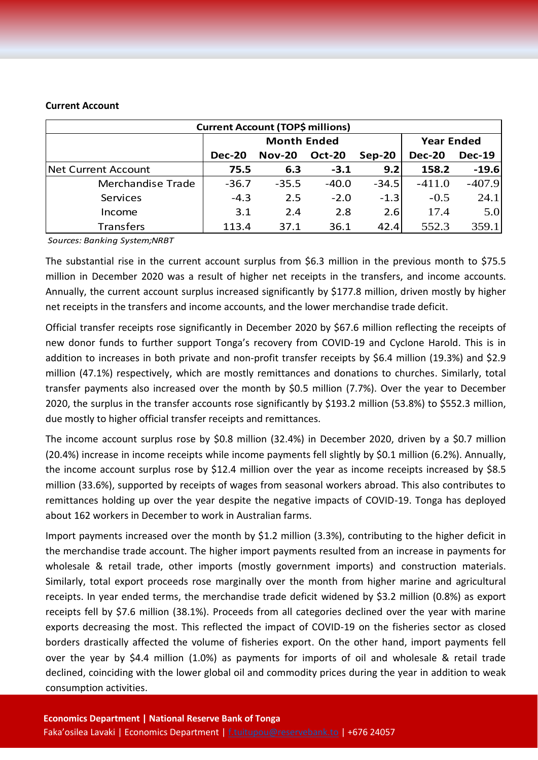**Current Account**

| Current Account (TOP$ millions) | | | | | | |
|---|---|---|---|---|---|---|
| | Month Ended | | | | Year Ended | |
| | Dec-20 | Nov-20 | Oct-20 | Sep-20 | Dec-20 | Dec-19 |
| Net Current Account | **75.5** | **6.3** | **-3.1** | **9.2** | **158.2** | **-19.6** |
| Merchandise Trade | -36.7 | -35.5 | -40.0 | -34.5 | -411.0 | -407.9 |
| Services | -4.3 | 2.5 | -2.0 | -1.3 | -0.5 | 24.1 |
| Income | 3.1 | 2.4 | 2.8 | 2.6 | 17.4 | 5.0 |
| Transfers | 113.4 | 37.1 | 36.1 | 42.4 | 552.3 | 359.1 |

*Sources: Banking System;NRBT*

The substantial rise in the current account surplus from $6.3 million in the previous month to $75.5 million in December 2020 was a result of higher net receipts in the transfers, and income accounts. Annually, the current account surplus increased significantly by $177.8 million, driven mostly by higher net receipts in the transfers and income accounts, and the lower merchandise trade deficit.

Official transfer receipts rose significantly in December 2020 by $67.6 million reflecting the receipts of new donor funds to further support Tonga's recovery from COVID-19 and Cyclone Harold. This is in addition to increases in both private and non-profit transfer receipts by $6.4 million (19.3%) and $2.9 million (47.1%) respectively, which are mostly remittances and donations to churches. Similarly, total transfer payments also increased over the month by $0.5 million (7.7%). Over the year to December 2020, the surplus in the transfer accounts rose significantly by $193.2 million (53.8%) to $552.3 million, due mostly to higher official transfer receipts and remittances.

The income account surplus rose by $0.8 million (32.4%) in December 2020, driven by a $0.7 million (20.4%) increase in income receipts while income payments fell slightly by $0.1 million (6.2%). Annually, the income account surplus rose by $12.4 million over the year as income receipts increased by $8.5 million (33.6%), supported by receipts of wages from seasonal workers abroad. This also contributes to remittances holding up over the year despite the negative impacts of COVID-19. Tonga has deployed about 162 workers in December to work in Australian farms.

Import payments increased over the month by $1.2 million (3.3%), contributing to the higher deficit in the merchandise trade account. The higher import payments resulted from an increase in payments for wholesale & retail trade, other imports (mostly government imports) and construction materials. Similarly, total export proceeds rose marginally over the month from higher marine and agricultural receipts. In year ended terms, the merchandise trade deficit widened by $3.2 million (0.8%) as export receipts fell by $7.6 million (38.1%). Proceeds from all categories declined over the year with marine exports decreasing the most. This reflected the impact of COVID-19 on the fisheries sector as closed borders drastically affected the volume of fisheries export. On the other hand, import payments fell over the year by $4.4 million (1.0%) as payments for imports of oil and wholesale & retail trade declined, coinciding with the lower global oil and commodity prices during the year in addition to weak consumption activities.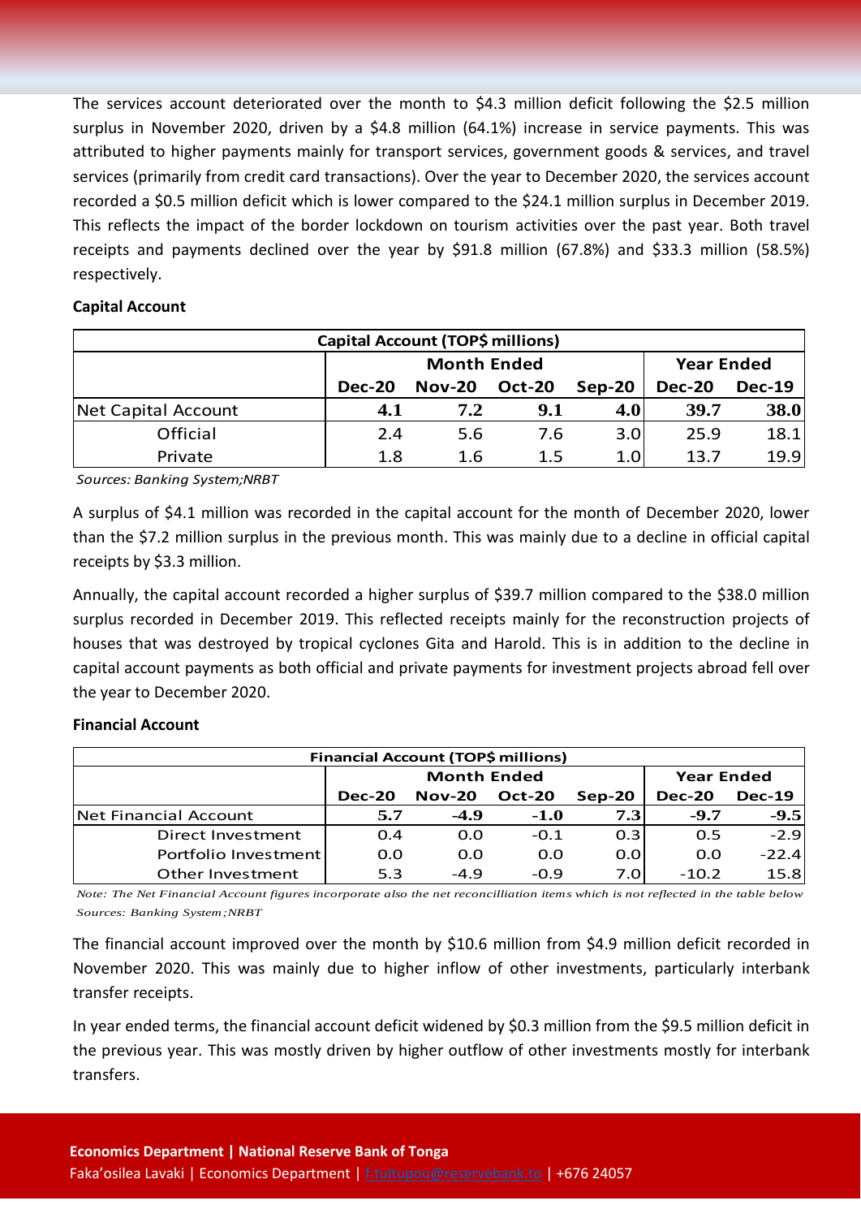The services account deteriorated over the month to $4.3 million deficit following the $2.5 million surplus in November 2020, driven by a $4.8 million (64.1%) increase in service payments. This was attributed to higher payments mainly for transport services, government goods & services, and travel services (primarily from credit card transactions). Over the year to December 2020, the services account recorded a $0.5 million deficit which is lower compared to the $24.1 million surplus in December 2019. This reflects the impact of the border lockdown on tourism activities over the past year. Both travel receipts and payments declined over the year by $91.8 million (67.8%) and $33.3 million (58.5%) respectively.

**Capital Account**

| Capital Account (TOP$ millions) | | | | | | |
|---|---|---|---|---|---|---|
| | Month Ended | | | | Year Ended | |
| | Dec-20 | Nov-20 | Oct-20 | Sep-20 | Dec-20 | Dec-19 |
| Net Capital Account | **4.1** | **7.2** | **9.1** | **4.0** | **39.7** | **38.0** |
| Official | 2.4 | 5.6 | 7.6 | 3.0 | 25.9 | 18.1 |
| Private | 1.8 | 1.6 | 1.5 | 1.0 | 13.7 | 19.9 |

*Sources: Banking System;NRBT*

A surplus of $4.1 million was recorded in the capital account for the month of December 2020, lower than the $7.2 million surplus in the previous month. This was mainly due to a decline in official capital receipts by $3.3 million.

Annually, the capital account recorded a higher surplus of $39.7 million compared to the $38.0 million surplus recorded in December 2019. This reflected receipts mainly for the reconstruction projects of houses that was destroyed by tropical cyclones Gita and Harold. This is in addition to the decline in capital account payments as both official and private payments for investment projects abroad fell over the year to December 2020.

**Financial Account**

| Financial Account (TOP$ millions) | | | | | | |
|---|---|---|---|---|---|---|
| | Month Ended | | | | Year Ended | |
| | Dec-20 | Nov-20 | Oct-20 | Sep-20 | Dec-20 | Dec-19 |
| Net Financial Account | **5.7** | **-4.9** | **-1.0** | **7.3** | **-9.7** | **-9.5** |
| Direct Investment | 0.4 | 0.0 | -0.1 | 0.3 | 0.5 | -2.9 |
| Portfolio Investment | 0.0 | 0.0 | 0.0 | 0.0 | 0.0 | -22.4 |
| Other Investment | 5.3 | -4.9 | -0.9 | 7.0 | -10.2 | 15.8 |

*Note: The Net Financial Account figures incorporate also the net reconcilliation items which is not reflected in the table below*
*Sources: Banking System;NRBT*

The financial account improved over the month by $10.6 million from $4.9 million deficit recorded in November 2020. This was mainly due to higher inflow of other investments, particularly interbank transfer receipts.

In year ended terms, the financial account deficit widened by $0.3 million from the $9.5 million deficit in the previous year. This was mostly driven by higher outflow of other investments mostly for interbank transfers.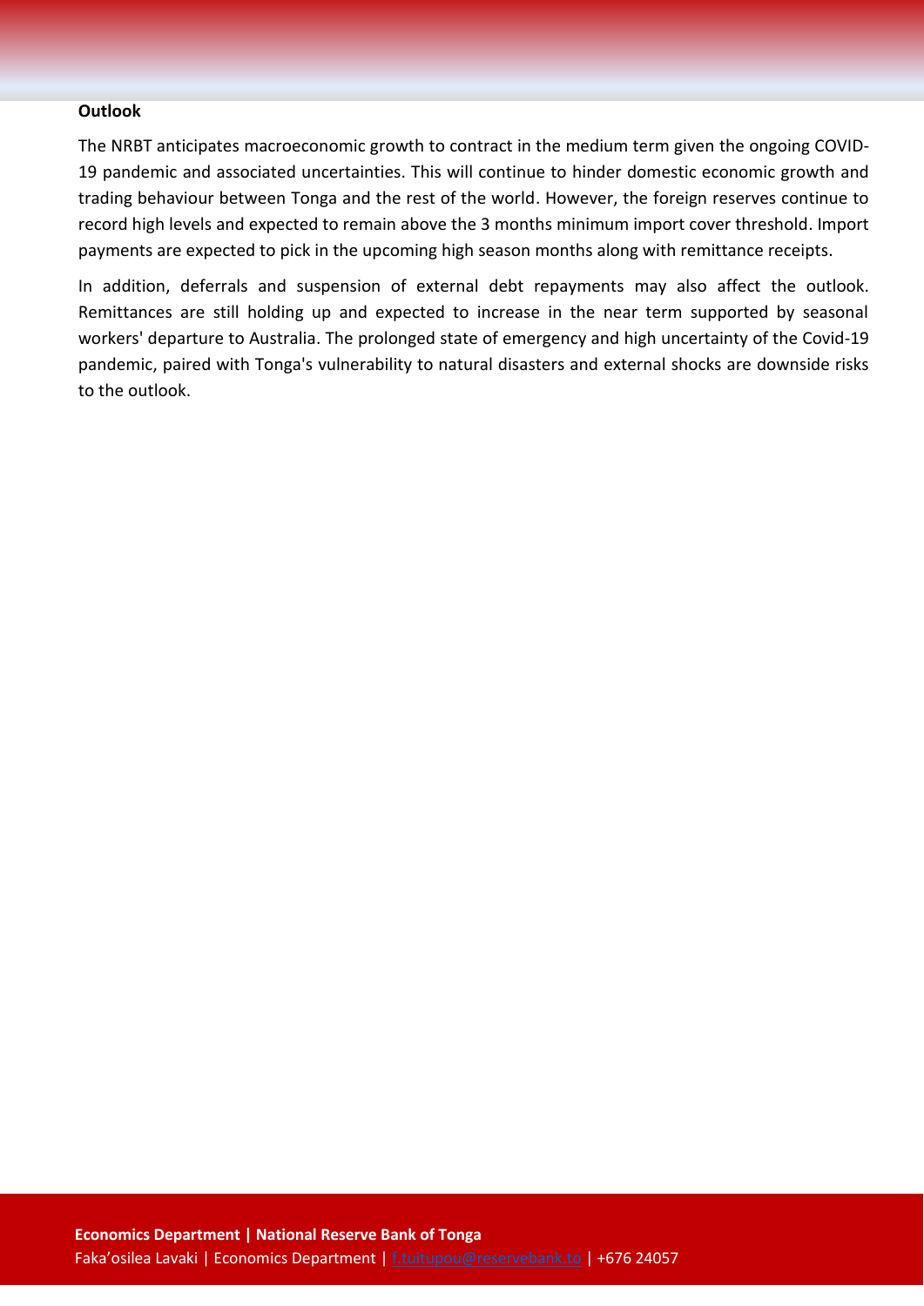**Outlook**

The NRBT anticipates macroeconomic growth to contract in the medium term given the ongoing COVID-19 pandemic and associated uncertainties. This will continue to hinder domestic economic growth and trading behaviour between Tonga and the rest of the world. However, the foreign reserves continue to record high levels and expected to remain above the 3 months minimum import cover threshold. Import payments are expected to pick in the upcoming high season months along with remittance receipts.

In addition, deferrals and suspension of external debt repayments may also affect the outlook. Remittances are still holding up and expected to increase in the near term supported by seasonal workers' departure to Australia. The prolonged state of emergency and high uncertainty of the Covid-19 pandemic, paired with Tonga's vulnerability to natural disasters and external shocks are downside risks to the outlook.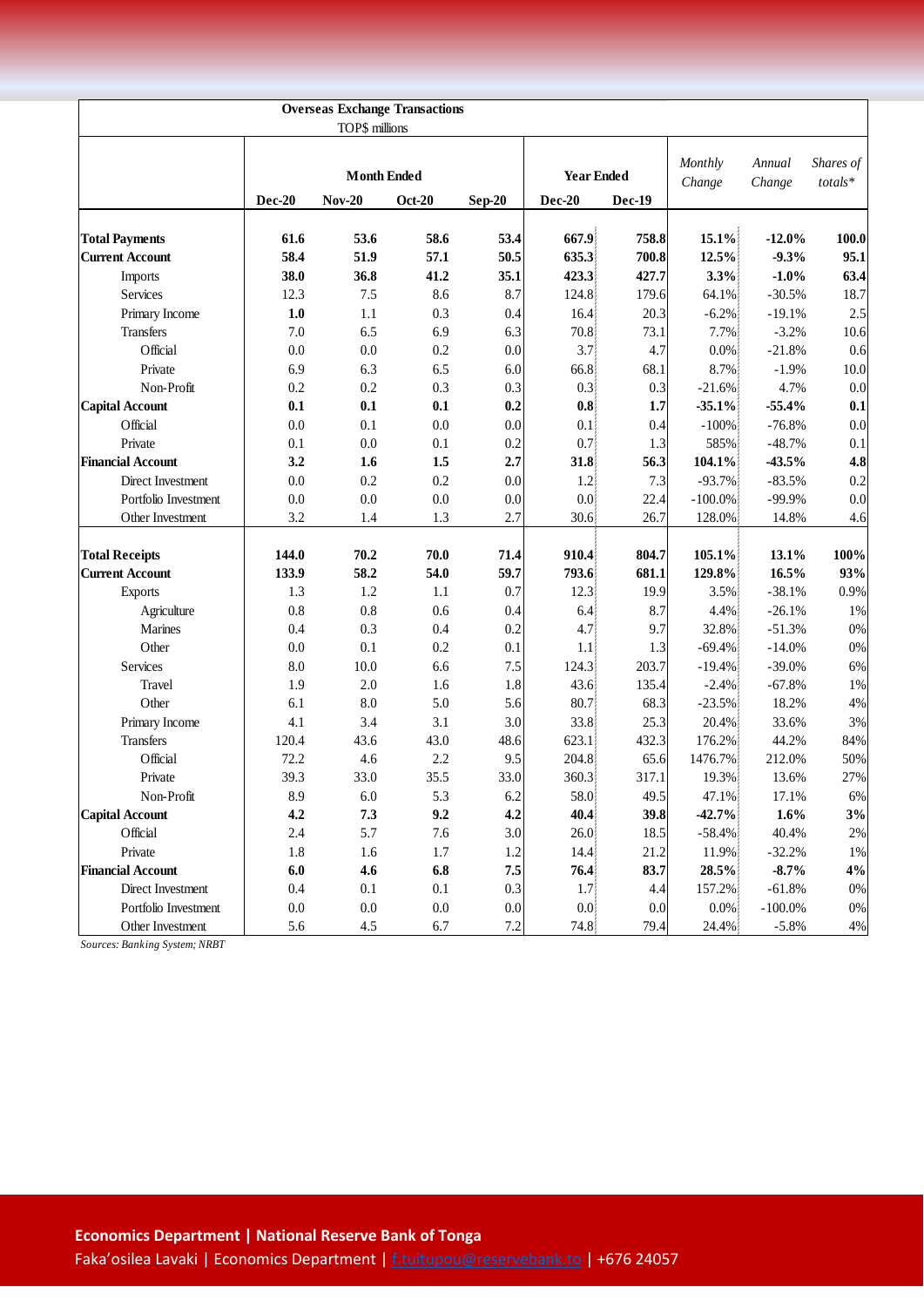**Overseas Exchange Transactions**
TOP$ millions

| | Month Ended | | | | Year Ended | | *Monthly Change* | *Annual Change* | *Shares of totals** |
|---|---|---|---|---|---|---|---|---|---|
| | **Dec-20** | **Nov-20** | **Oct-20** | **Sep-20** | **Dec-20** | **Dec-19** | | | |
| **Total Payments** | **61.6** | **53.6** | **58.6** | **53.4** | **667.9** | **758.8** | **15.1%** | **-12.0%** | **100.0** |
| **Current Account** | **58.4** | **51.9** | **57.1** | **50.5** | **635.3** | **700.8** | **12.5%** | **-9.3%** | **95.1** |
| Imports | **38.0** | **36.8** | **41.2** | **35.1** | **423.3** | **427.7** | **3.3%** | **-1.0%** | **63.4** |
| Services | 12.3 | 7.5 | 8.6 | 8.7 | 124.8 | 179.6 | 64.1% | -30.5% | 18.7 |
| Primary Income | **1.0** | 1.1 | 0.3 | 0.4 | 16.4 | 20.3 | -6.2% | -19.1% | 2.5 |
| Transfers | 7.0 | 6.5 | 6.9 | 6.3 | 70.8 | 73.1 | 7.7% | -3.2% | 10.6 |
| Official | 0.0 | 0.0 | 0.2 | 0.0 | 3.7 | 4.7 | 0.0% | -21.8% | 0.6 |
| Private | 6.9 | 6.3 | 6.5 | 6.0 | 66.8 | 68.1 | 8.7% | -1.9% | 10.0 |
| Non-Profit | 0.2 | 0.2 | 0.3 | 0.3 | 0.3 | 0.3 | -21.6% | 4.7% | 0.0 |
| **Capital Account** | **0.1** | **0.1** | **0.1** | **0.2** | **0.8** | **1.7** | **-35.1%** | **-55.4%** | **0.1** |
| Official | 0.0 | 0.1 | 0.0 | 0.0 | 0.1 | 0.4 | -100% | -76.8% | 0.0 |
| Private | 0.1 | 0.0 | 0.1 | 0.2 | 0.7 | 1.3 | 585% | -48.7% | 0.1 |
| **Financial Account** | **3.2** | **1.6** | **1.5** | **2.7** | **31.8** | **56.3** | **104.1%** | **-43.5%** | **4.8** |
| Direct Investment | 0.0 | 0.2 | 0.2 | 0.0 | 1.2 | 7.3 | -93.7% | -83.5% | 0.2 |
| Portfolio Investment | 0.0 | 0.0 | 0.0 | 0.0 | 0.0 | 22.4 | -100.0% | -99.9% | 0.0 |
| Other Investment | 3.2 | 1.4 | 1.3 | 2.7 | 30.6 | 26.7 | 128.0% | 14.8% | 4.6 |
| **Total Receipts** | **144.0** | **70.2** | **70.0** | **71.4** | **910.4** | **804.7** | **105.1%** | **13.1%** | **100%** |
| **Current Account** | **133.9** | **58.2** | **54.0** | **59.7** | **793.6** | **681.1** | **129.8%** | **16.5%** | **93%** |
| Exports | 1.3 | 1.2 | 1.1 | 0.7 | 12.3 | 19.9 | 3.5% | -38.1% | 0.9% |
| Agriculture | 0.8 | 0.8 | 0.6 | 0.4 | 6.4 | 8.7 | 4.4% | -26.1% | 1% |
| Marines | 0.4 | 0.3 | 0.4 | 0.2 | 4.7 | 9.7 | 32.8% | -51.3% | 0% |
| Other | 0.0 | 0.1 | 0.2 | 0.1 | 1.1 | 1.3 | -69.4% | -14.0% | 0% |
| Services | 8.0 | 10.0 | 6.6 | 7.5 | 124.3 | 203.7 | -19.4% | -39.0% | 6% |
| Travel | 1.9 | 2.0 | 1.6 | 1.8 | 43.6 | 135.4 | -2.4% | -67.8% | 1% |
| Other | 6.1 | 8.0 | 5.0 | 5.6 | 80.7 | 68.3 | -23.5% | 18.2% | 4% |
| Primary Income | 4.1 | 3.4 | 3.1 | 3.0 | 33.8 | 25.3 | 20.4% | 33.6% | 3% |
| Transfers | 120.4 | 43.6 | 43.0 | 48.6 | 623.1 | 432.3 | 176.2% | 44.2% | 84% |
| Official | 72.2 | 4.6 | 2.2 | 9.5 | 204.8 | 65.6 | 1476.7% | 212.0% | 50% |
| Private | 39.3 | 33.0 | 35.5 | 33.0 | 360.3 | 317.1 | 19.3% | 13.6% | 27% |
| Non-Profit | 8.9 | 6.0 | 5.3 | 6.2 | 58.0 | 49.5 | 47.1% | 17.1% | 6% |
| **Capital Account** | **4.2** | **7.3** | **9.2** | **4.2** | **40.4** | **39.8** | **-42.7%** | **1.6%** | **3%** |
| Official | 2.4 | 5.7 | 7.6 | 3.0 | 26.0 | 18.5 | -58.4% | 40.4% | 2% |
| Private | 1.8 | 1.6 | 1.7 | 1.2 | 14.4 | 21.2 | 11.9% | -32.2% | 1% |
| **Financial Account** | **6.0** | **4.6** | **6.8** | **7.5** | **76.4** | **83.7** | **28.5%** | **-8.7%** | **4%** |
| Direct Investment | 0.4 | 0.1 | 0.1 | 0.3 | 1.7 | 4.4 | 157.2% | -61.8% | 0% |
| Portfolio Investment | 0.0 | 0.0 | 0.0 | 0.0 | 0.0 | 0.0 | 0.0% | -100.0% | 0% |
| Other Investment | 5.6 | 4.5 | 6.7 | 7.2 | 74.8 | 79.4 | 24.4% | -5.8% | 4% |

*Sources: Banking System; NRBT*

**Economics Department | National Reserve Bank of Tonga**
Faka'osilea Lavaki | Economics Department | f.tuitupou@reservebank.to | +676 24057